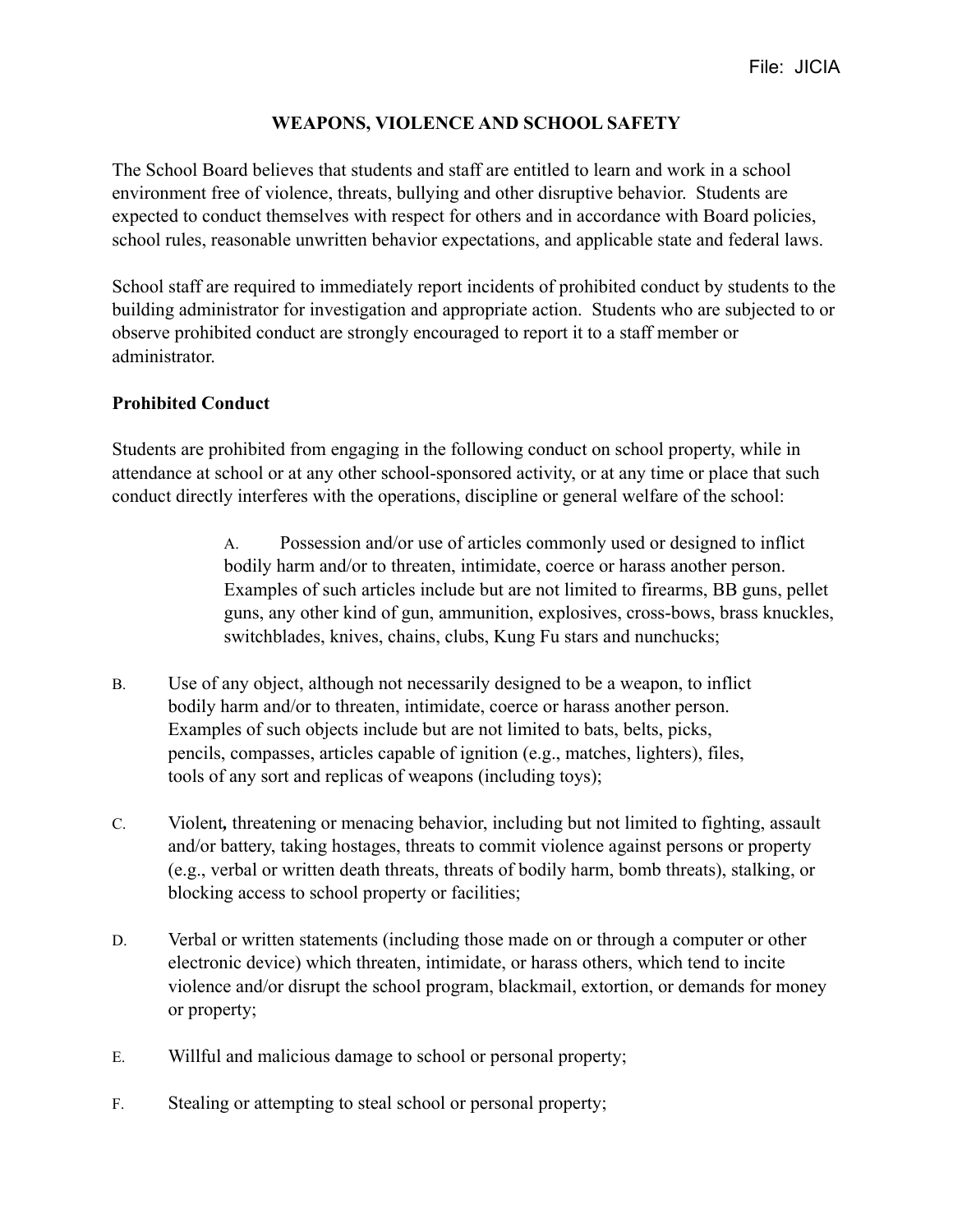File: JICIA

# WEAPONS, VIOLENCE AND SCHOOL SAFETY

The School Board believes that students and staff are entitled to learn and work in a school environment free of violence, threats, bullying and other disruptive behavior. Students are expected to conduct themselves with respect for others and in accordance with Board policies, school rules, reasonable unwritten behavior expectations, and applicable state and federal laws.

School staff are required to immediately report incidents of prohibited conduct by students to the building administrator for investigation and appropriate action. Students who are subjected to or observe prohibited conduct are strongly encouraged to report it to a staff member or administrator.

## Prohibited Conduct

Students are prohibited from engaging in the following conduct on school property, while in attendance at school or at any other school-sponsored activity, or at any time or place that such conduct directly interferes with the operations, discipline or general welfare of the school:

A. Possession and/or use of articles commonly used or designed to inflict bodily harm and/or to threaten, intimidate, coerce or harass another person. Examples of such articles include but are not limited to firearms, BB guns, pellet guns, any other kind of gun, ammunition, explosives, cross-bows, brass knuckles, switchblades, knives, chains, clubs, Kung Fu stars and nunchucks;

B. Use of any object, although not necessarily designed to be a weapon, to inflict bodily harm and/or to threaten, intimidate, coerce or harass another person. Examples of such objects include but are not limited to bats, belts, picks, pencils, compasses, articles capable of ignition (e.g., matches, lighters), files, tools of any sort and replicas of weapons (including toys);

C. Violent**,** threatening or menacing behavior, including but not limited to fighting, assault and/or battery, taking hostages, threats to commit violence against persons or property (e.g., verbal or written death threats, threats of bodily harm, bomb threats), stalking, or blocking access to school property or facilities;

D. Verbal or written statements (including those made on or through a computer or other electronic device) which threaten, intimidate, or harass others, which tend to incite violence and/or disrupt the school program, blackmail, extortion, or demands for money or property;

E. Willful and malicious damage to school or personal property;

F. Stealing or attempting to steal school or personal property;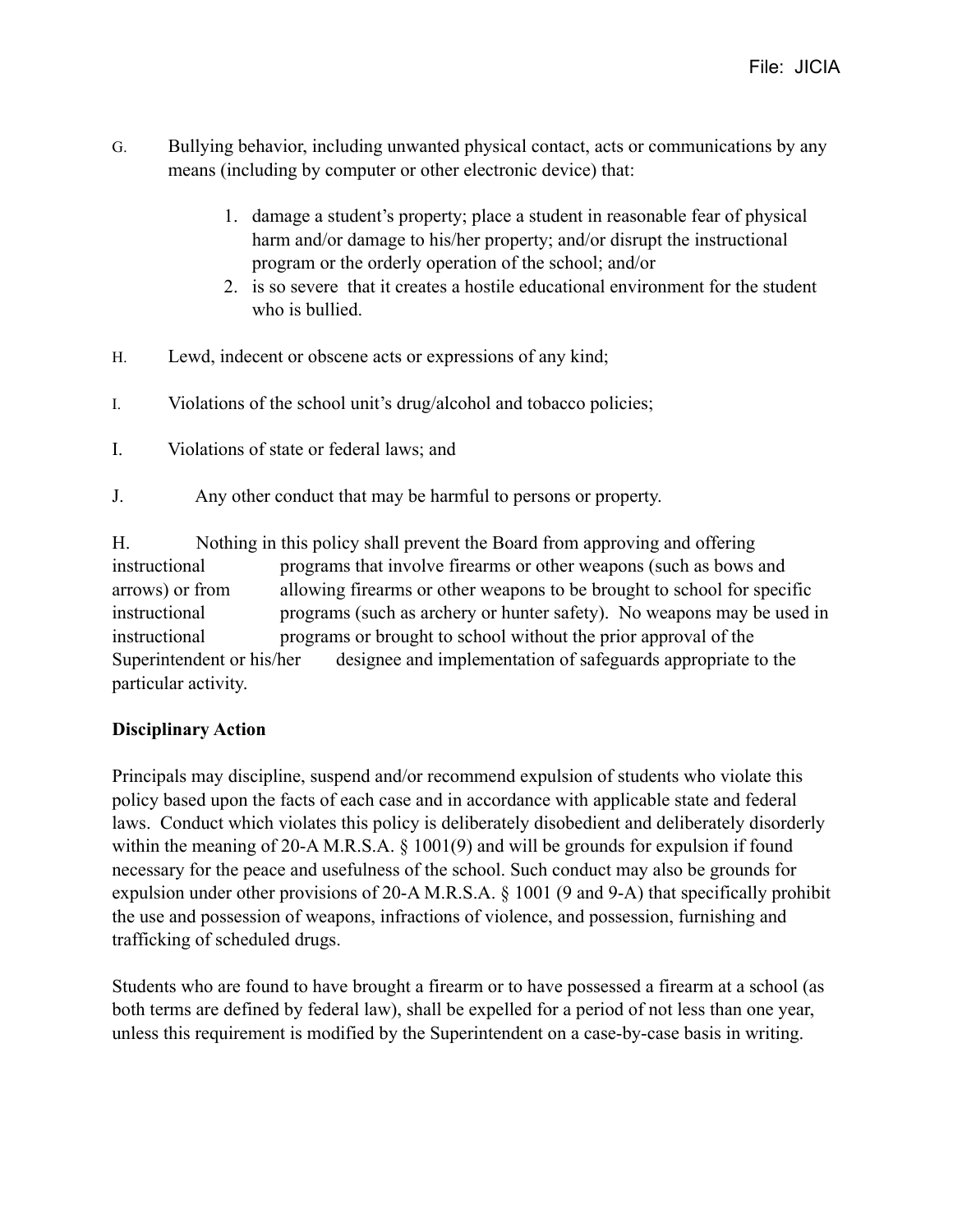G. Bullying behavior, including unwanted physical contact, acts or communications by any means (including by computer or other electronic device) that:

   1. damage a student's property; place a student in reasonable fear of physical harm and/or damage to his/her property; and/or disrupt the instructional program or the orderly operation of the school; and/or
   2. is so severe that it creates a hostile educational environment for the student who is bullied.

H. Lewd, indecent or obscene acts or expressions of any kind;

I. Violations of the school unit's drug/alcohol and tobacco policies;

I. Violations of state or federal laws; and

J. Any other conduct that may be harmful to persons or property.

H. Nothing in this policy shall prevent the Board from approving and offering instructional programs that involve firearms or other weapons (such as bows and arrows) or from allowing firearms or other weapons to be brought to school for specific instructional programs (such as archery or hunter safety). No weapons may be used in instructional programs or brought to school without the prior approval of the Superintendent or his/her designee and implementation of safeguards appropriate to the particular activity.

**Disciplinary Action**

Principals may discipline, suspend and/or recommend expulsion of students who violate this policy based upon the facts of each case and in accordance with applicable state and federal laws. Conduct which violates this policy is deliberately disobedient and deliberately disorderly within the meaning of 20-A M.R.S.A. § 1001(9) and will be grounds for expulsion if found necessary for the peace and usefulness of the school. Such conduct may also be grounds for expulsion under other provisions of 20-A M.R.S.A. § 1001 (9 and 9-A) that specifically prohibit the use and possession of weapons, infractions of violence, and possession, furnishing and trafficking of scheduled drugs.

Students who are found to have brought a firearm or to have possessed a firearm at a school (as both terms are defined by federal law), shall be expelled for a period of not less than one year, unless this requirement is modified by the Superintendent on a case-by-case basis in writing.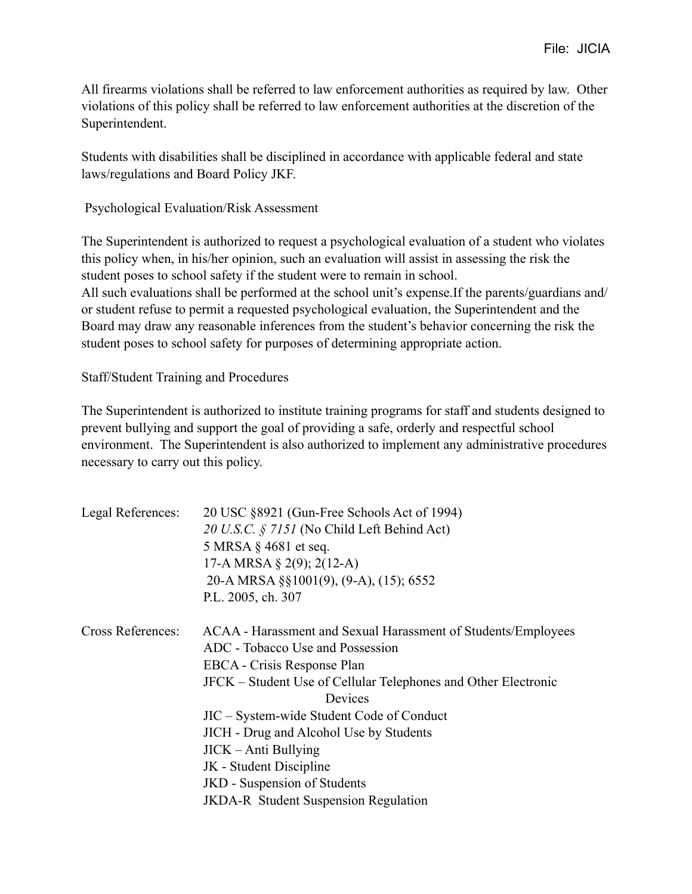All firearms violations shall be referred to law enforcement authorities as required by law. Other violations of this policy shall be referred to law enforcement authorities at the discretion of the Superintendent.

Students with disabilities shall be disciplined in accordance with applicable federal and state laws/regulations and Board Policy JKF.

## Psychological Evaluation/Risk Assessment

The Superintendent is authorized to request a psychological evaluation of a student who violates this policy when, in his/her opinion, such an evaluation will assist in assessing the risk the student poses to school safety if the student were to remain in school.
All such evaluations shall be performed at the school unit's expense.If the parents/guardians and/or student refuse to permit a requested psychological evaluation, the Superintendent and the Board may draw any reasonable inferences from the student's behavior concerning the risk the student poses to school safety for purposes of determining appropriate action.

## Staff/Student Training and Procedures

The Superintendent is authorized to institute training programs for staff and students designed to prevent bullying and support the goal of providing a safe, orderly and respectful school environment. The Superintendent is also authorized to implement any administrative procedures necessary to carry out this policy.

Legal References:
- 20 USC §8921 (Gun-Free Schools Act of 1994)
- *20 U.S.C. § 7151* (No Child Left Behind Act)
- 5 MRSA § 4681 et seq.
- 17-A MRSA § 2(9); 2(12-A)
- 20-A MRSA §§1001(9), (9-A), (15); 6552
- P.L. 2005, ch. 307

Cross References:
- ACAA - Harassment and Sexual Harassment of Students/Employees
- ADC - Tobacco Use and Possession
- EBCA - Crisis Response Plan
- JFCK – Student Use of Cellular Telephones and Other Electronic Devices
- JIC – System-wide Student Code of Conduct
- JICH - Drug and Alcohol Use by Students
- JICK – Anti Bullying
- JK - Student Discipline
- JKD - Suspension of Students
- JKDA-R Student Suspension Regulation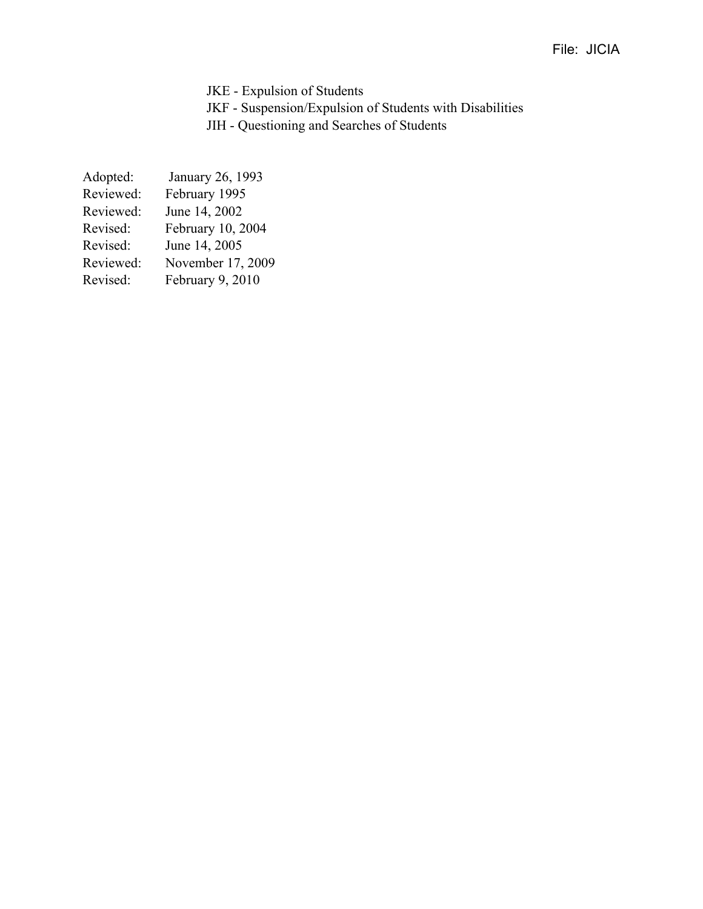JKE - Expulsion of Students
JKF - Suspension/Expulsion of Students with Disabilities
JIH - Questioning and Searches of Students

| | |
|---|---|
| Adopted: | January 26, 1993 |
| Reviewed: | February 1995 |
| Reviewed: | June 14, 2002 |
| Revised: | February 10, 2004 |
| Revised: | June 14, 2005 |
| Reviewed: | November 17, 2009 |
| Revised: | February 9, 2010 |